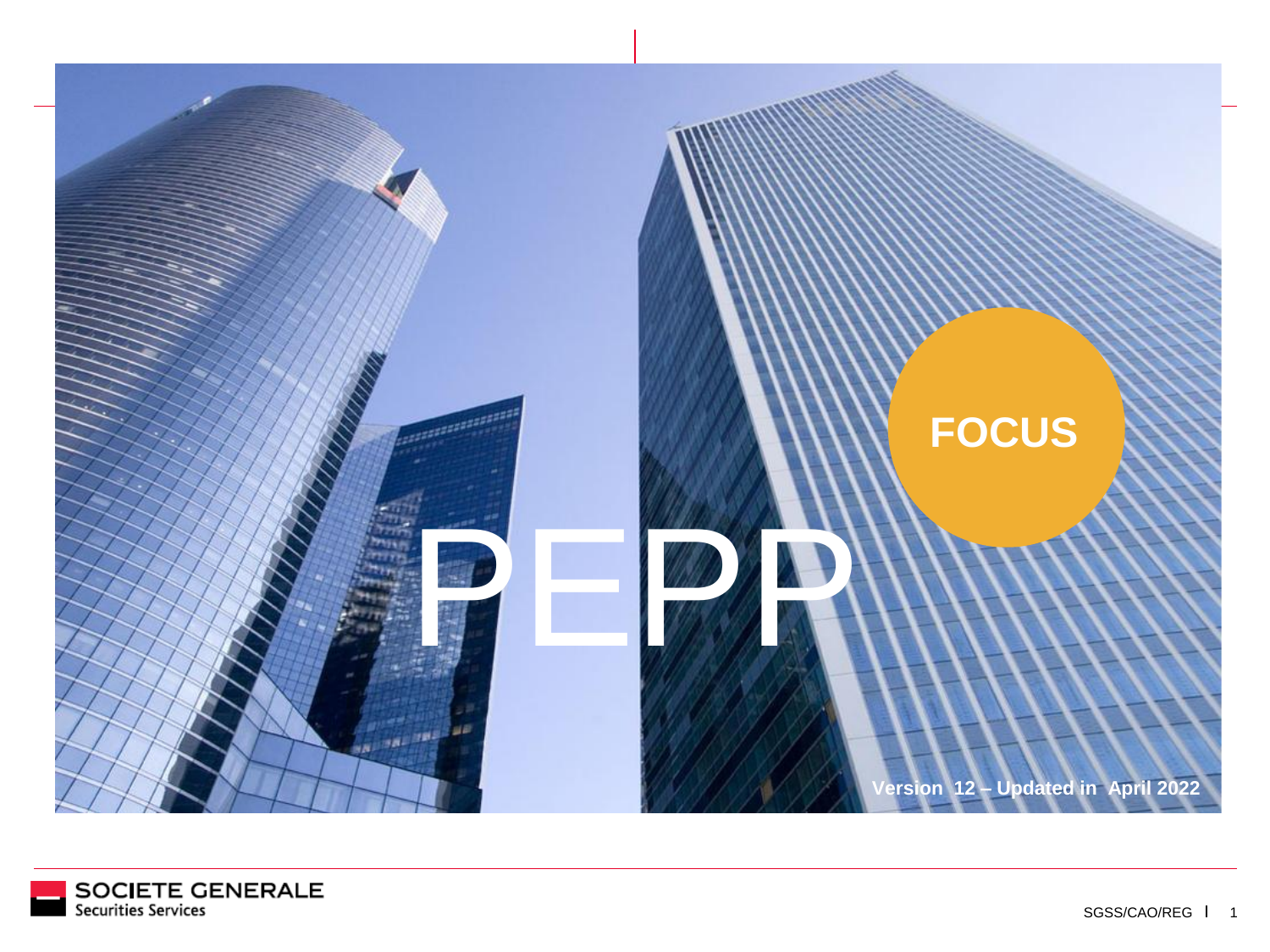# PEPP

**FOCUS**

**Version 12 – Updated in April 2022**

SOCIETE GENERALE
Securities Services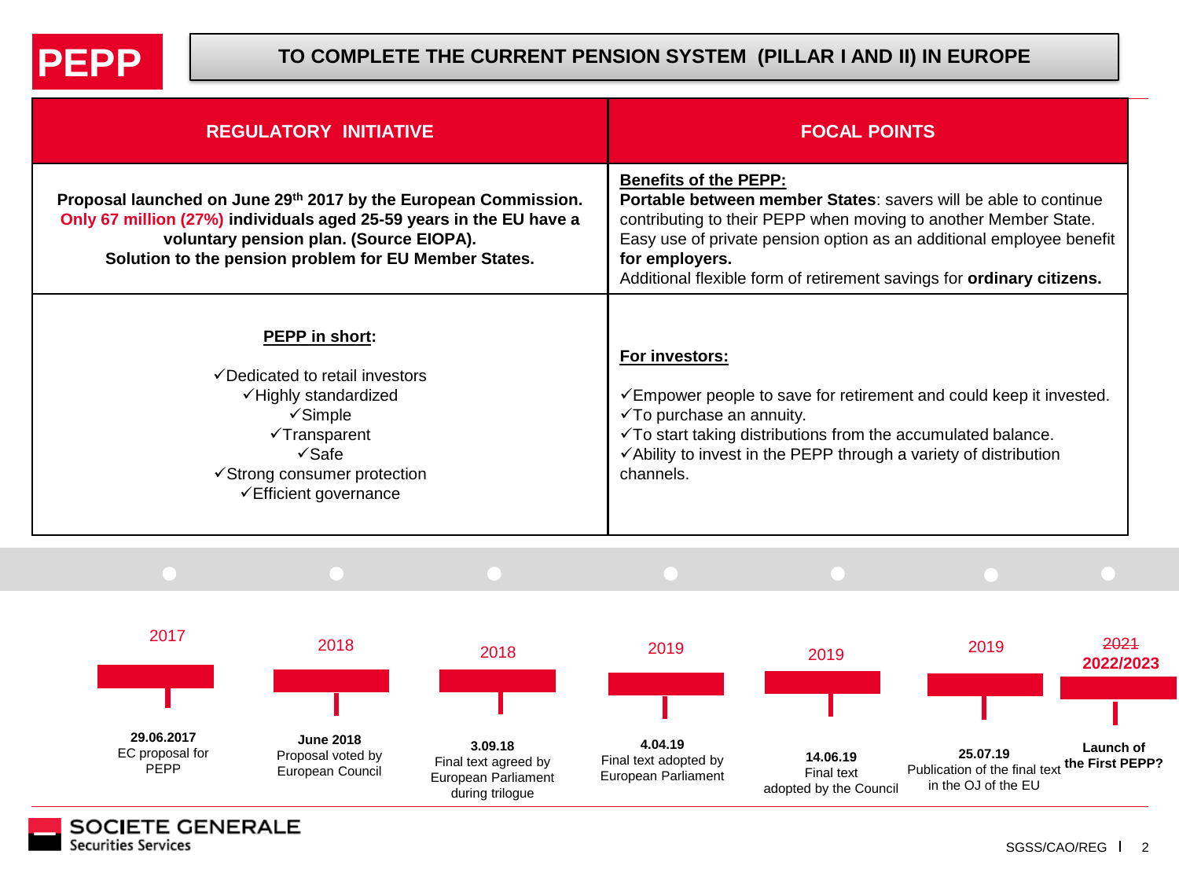# PEPP

## TO COMPLETE THE CURRENT PENSION SYSTEM (PILLAR I AND II) IN EUROPE

| REGULATORY INITIATIVE | FOCAL POINTS |
|---|---|
| **Proposal launched on June 29th 2017 by the European Commission.** **Only 67 million (27%) individuals aged 25-59 years in the EU have a voluntary pension plan. (Source EIOPA).** **Solution to the pension problem for EU Member States.** | **Benefits of the PEPP:** **Portable between member States**: savers will be able to continue contributing to their PEPP when moving to another Member State. Easy use of private pension option as an additional employee benefit **for employers.** Additional flexible form of retirement savings for **ordinary citizens.** |
| **PEPP in short:** ✓Dedicated to retail investors ✓Highly standardized ✓Simple ✓Transparent ✓Safe ✓Strong consumer protection ✓Efficient governance | **For investors:** ✓Empower people to save for retirement and could keep it invested. ✓To purchase an annuity. ✓To start taking distributions from the accumulated balance. ✓Ability to invest in the PEPP through a variety of distribution channels. |

- **2017** – **29.06.2017** EC proposal for PEPP
- **2018** – **June 2018** Proposal voted by European Council
- **2018** – **3.09.18** Final text agreed by European Parliament during trilogue
- **2019** – **4.04.19** Final text adopted by European Parliament
- **2019** – **14.06.19** Final text adopted by the Council
- **2019** – **25.07.19** Publication of the final text in the OJ of the EU
- ~~2021~~ **2022/2023** – **Launch of the First PEPP?**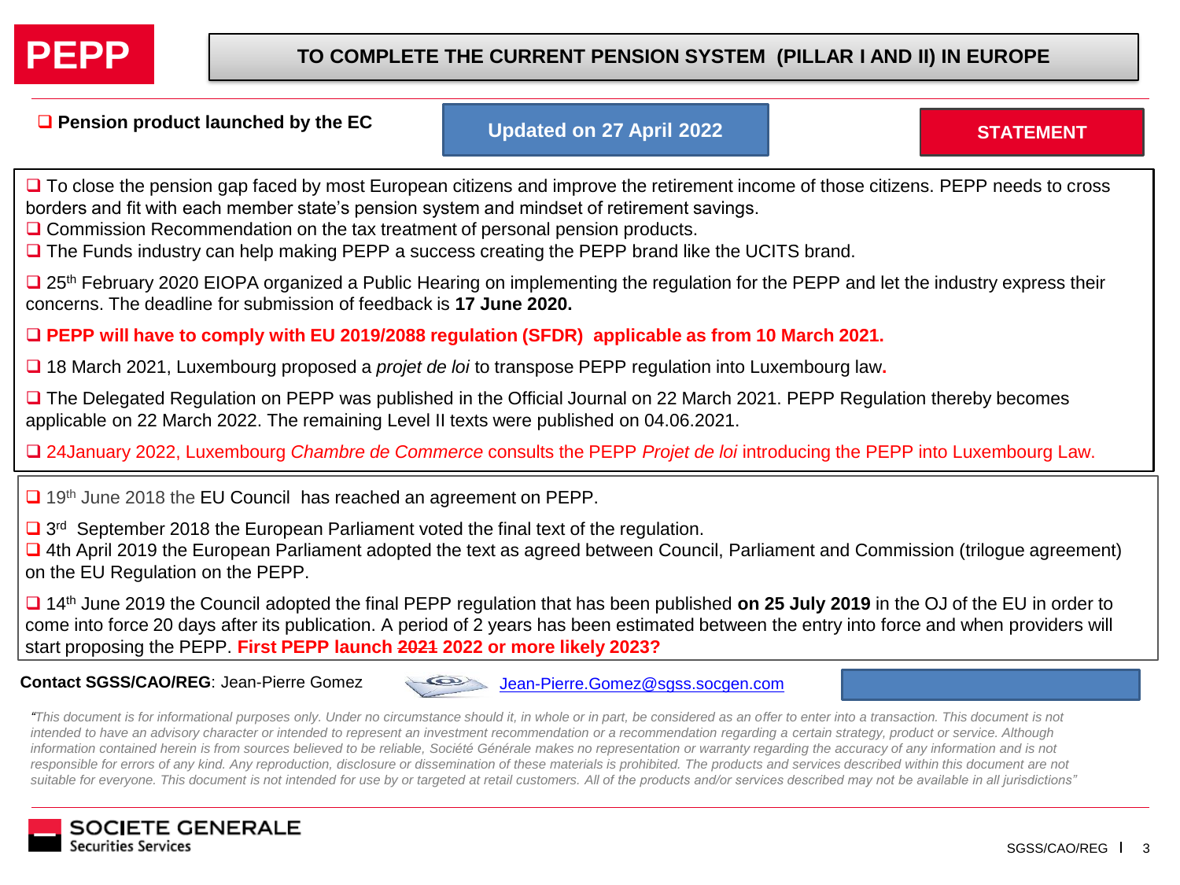# PEPP

## TO COMPLETE THE CURRENT PENSION SYSTEM (PILLAR I AND II) IN EUROPE

- **Pension product launched by the EC**

**Updated on 27 April 2022**

**STATEMENT**

- To close the pension gap faced by most European citizens and improve the retirement income of those citizens. PEPP needs to cross borders and fit with each member state's pension system and mindset of retirement savings.
- Commission Recommendation on the tax treatment of personal pension products.
- The Funds industry can help making PEPP a success creating the PEPP brand like the UCITS brand.
- 25th February 2020 EIOPA organized a Public Hearing on implementing the regulation for the PEPP and let the industry express their concerns. The deadline for submission of feedback is **17 June 2020.**
- **PEPP will have to comply with EU 2019/2088 regulation (SFDR) applicable as from 10 March 2021.**
- 18 March 2021, Luxembourg proposed a *projet de loi* to transpose PEPP regulation into Luxembourg law**.**
- The Delegated Regulation on PEPP was published in the Official Journal on 22 March 2021. PEPP Regulation thereby becomes applicable on 22 March 2022. The remaining Level II texts were published on 04.06.2021.
- 24January 2022, Luxembourg *Chambre de Commerce* consults the PEPP *Projet de loi* introducing the PEPP into Luxembourg Law.

---

- 19th June 2018 the EU Council has reached an agreement on PEPP.
- 3rd September 2018 the European Parliament voted the final text of the regulation.
- 4th April 2019 the European Parliament adopted the text as agreed between Council, Parliament and Commission (trilogue agreement) on the EU Regulation on the PEPP.
- 14th June 2019 the Council adopted the final PEPP regulation that has been published **on 25 July 2019** in the OJ of the EU in order to come into force 20 days after its publication. A period of 2 years has been estimated between the entry into force and when providers will start proposing the PEPP. **First PEPP launch ~~2021~~ 2022 or more likely 2023?**

**Contact SGSS/CAO/REG**: Jean-Pierre Gomez Jean-Pierre.Gomez@sgss.socgen.com

*"This document is for informational purposes only. Under no circumstance should it, in whole or in part, be considered as an offer to enter into a transaction. This document is not intended to have an advisory character or intended to represent an investment recommendation or a recommendation regarding a certain strategy, product or service. Although information contained herein is from sources believed to be reliable, Société Générale makes no representation or warranty regarding the accuracy of any information and is not responsible for errors of any kind. Any reproduction, disclosure or dissemination of these materials is prohibited. The products and services described within this document are not suitable for everyone. This document is not intended for use by or targeted at retail customers. All of the products and/or services described may not be available in all jurisdictions"*

SOCIETE GENERALE Securities Services